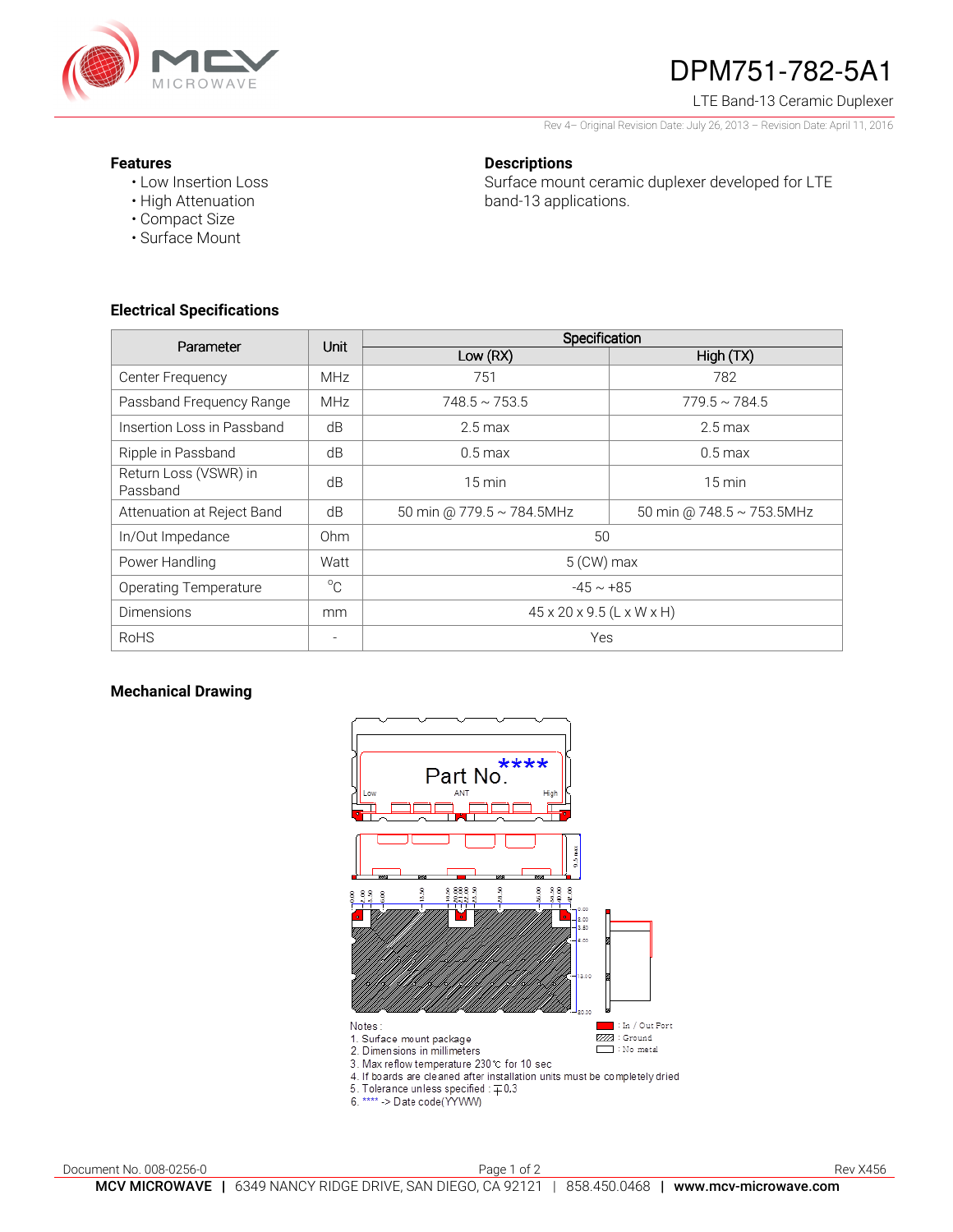# DPM751-782-5A1

LTE Band-13 Ceramic Duplexer

Rev 4– Original Revision Date: July 26, 2013 – Revision Date: April 11, 2016

**Features**

- Low Insertion Loss
- High Attenuation
- Compact Size
- Surface Mount

**Descriptions**

Surface mount ceramic duplexer developed for LTE band-13 applications.

## Electrical Specifications

| Parameter | Unit | Specification | |
|---|---|---|---|
| | | Low (RX) | High (TX) |
| Center Frequency | MHz | 751 | 782 |
| Passband Frequency Range | MHz | 748.5 ~ 753.5 | 779.5 ~ 784.5 |
| Insertion Loss in Passband | dB | 2.5 max | 2.5 max |
| Ripple in Passband | dB | 0.5 max | 0.5 max |
| Return Loss (VSWR) in Passband | dB | 15 min | 15 min |
| Attenuation at Reject Band | dB | 50 min @ 779.5 ~ 784.5MHz | 50 min @ 748.5 ~ 753.5MHz |
| In/Out Impedance | Ohm | 50 | |
| Power Handling | Watt | 5 (CW) max | |
| Operating Temperature | °C | -45 ~ +85 | |
| Dimensions | mm | 45 x 20 x 9.5 (L x W x H) | |
| RoHS | - | Yes | |

## Mechanical Drawing

Part No. ****

Low ANT High

Notes:
1. Surface mount package
2. Dimensions in millimeters
3. Max reflow temperature 230℃ for 10 sec
4. If boards are cleaned after installation units must be completely dried
5. Tolerance unless specified : ∓0.3
6. **** -> Date code(YYWW)

: In / Out Port
: Ground
: No metal

Document No. 008-0256-0

Rev X456

**MCV MICROWAVE** | 6349 NANCY RIDGE DRIVE, SAN DIEGO, CA 92121 | 858.450.0468 | **www.mcv-microwave.com**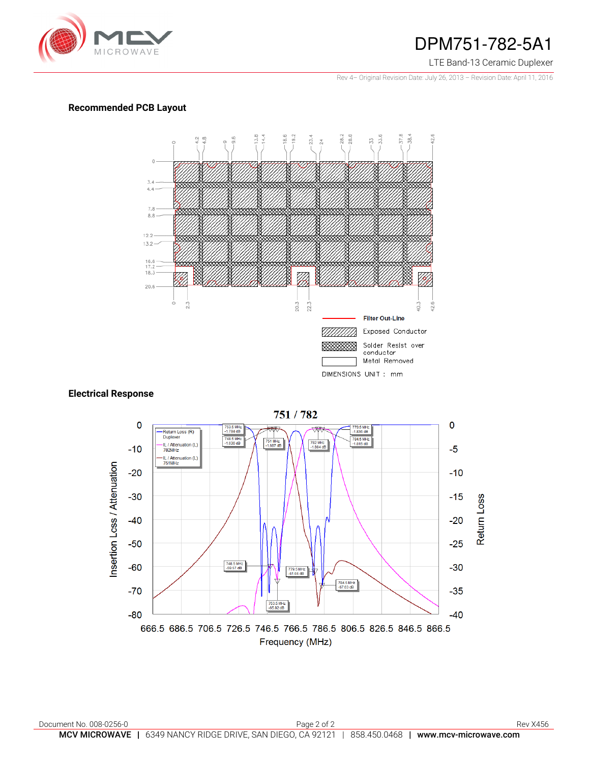## Recommended PCB Layout

0, 4.2, 4.8, 9, 9.6, 13.8, 14.4, 18.6, 19.2, 23.4, 24, 28.2, 28.8, 33, 33.6, 37.8, 38.4, 42.6

0, 3.4, 4.4, 7.8, 8.8, 12.2, 13.2, 16.6, 17.2, 18.3, 20.6

0, 2.3, 20.3, 22.3, 40.3, 42.6

Filter Out-Line

Exposed Conductor

Solder Resist over conductor

Metal Removed

DIMENSIONS UNIT : mm

## Electrical Response

751 / 782

Return Loss (R) Duplexer

IL / Attenuation (L) 782MHz

IL / Attenuation (L) 751MHz

753.5 MHz -1.784 dB

748.5 MHz -1.636 dB

751 MHz -1.587 dB

782 MHz -1.804 dB

779.5 MHz -1.836 dB

784.5 MHz -1.815 dB

746.5 MHz -60.57 dB

779.5 MHz -61.66 dB

753.5 MHz -65.82 dB

784.5 MHz -67.63 dB

Insertion Loss / Attenuation: 0, -10, -20, -30, -40, -50, -60, -70, -80

Return Loss: 0, -5, -10, -15, -20, -25, -30, -35, -40

666.5 686.5 706.5 726.5 746.5 766.5 786.5 806.5 826.5 846.5 866.5

Frequency (MHz)